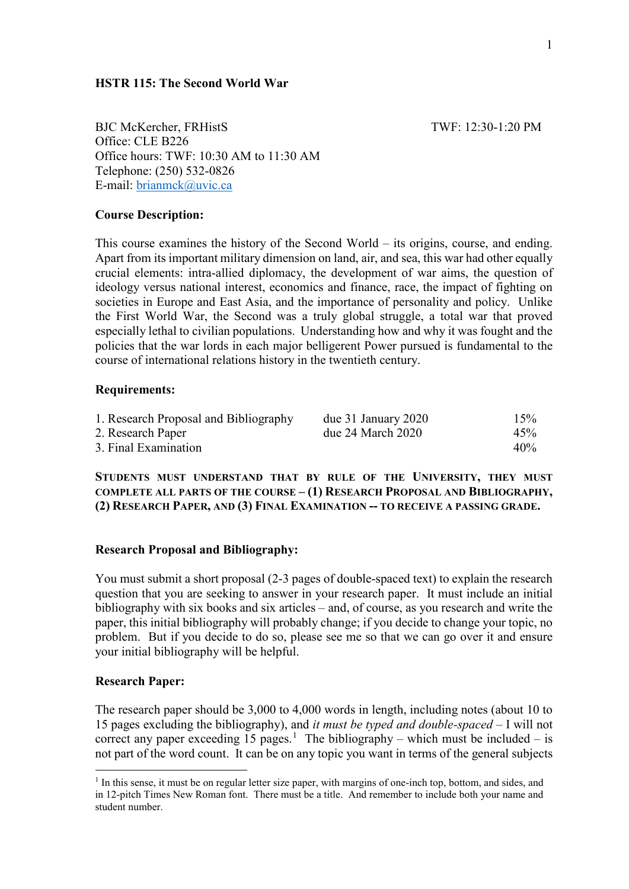# HSTR 115: The Second World War

BJC McKercher, FRHistS

Office: CLE B226

Office hours: TWF: 10:30 AM to 11:30 AM

Telephone: (250) 532-0826

E-mail: brianmck@uvic.ca

TWF: 12:30-1:20 PM

## Course Description:

This course examines the history of the Second World – its origins, course, and ending. Apart from its important military dimension on land, air, and sea, this war had other equally crucial elements: intra-allied diplomacy, the development of war aims, the question of ideology versus national interest, economics and finance, race, the impact of fighting on societies in Europe and East Asia, and the importance of personality and policy. Unlike the First World War, the Second was a truly global struggle, a total war that proved especially lethal to civilian populations. Understanding how and why it was fought and the policies that the war lords in each major belligerent Power pursued is fundamental to the course of international relations history in the twentieth century.

## Requirements:

| | | |
|---|---|---|
| 1. Research Proposal and Bibliography | due 31 January 2020 | 15% |
| 2. Research Paper | due 24 March 2020 | 45% |
| 3. Final Examination | | 40% |

**STUDENTS MUST UNDERSTAND THAT BY RULE OF THE UNIVERSITY, THEY MUST COMPLETE ALL PARTS OF THE COURSE – (1) RESEARCH PROPOSAL AND BIBLIOGRAPHY, (2) RESEARCH PAPER, AND (3) FINAL EXAMINATION -- TO RECEIVE A PASSING GRADE.**

## Research Proposal and Bibliography:

You must submit a short proposal (2-3 pages of double-spaced text) to explain the research question that you are seeking to answer in your research paper. It must include an initial bibliography with six books and six articles – and, of course, as you research and write the paper, this initial bibliography will probably change; if you decide to change your topic, no problem. But if you decide to do so, please see me so that we can go over it and ensure your initial bibliography will be helpful.

## Research Paper:

The research paper should be 3,000 to 4,000 words in length, including notes (about 10 to 15 pages excluding the bibliography), and *it must be typed and double-spaced* – I will not correct any paper exceeding 15 pages.[1] The bibliography – which must be included – is not part of the word count. It can be on any topic you want in terms of the general subjects

[1] In this sense, it must be on regular letter size paper, with margins of one-inch top, bottom, and sides, and in 12-pitch Times New Roman font. There must be a title. And remember to include both your name and student number.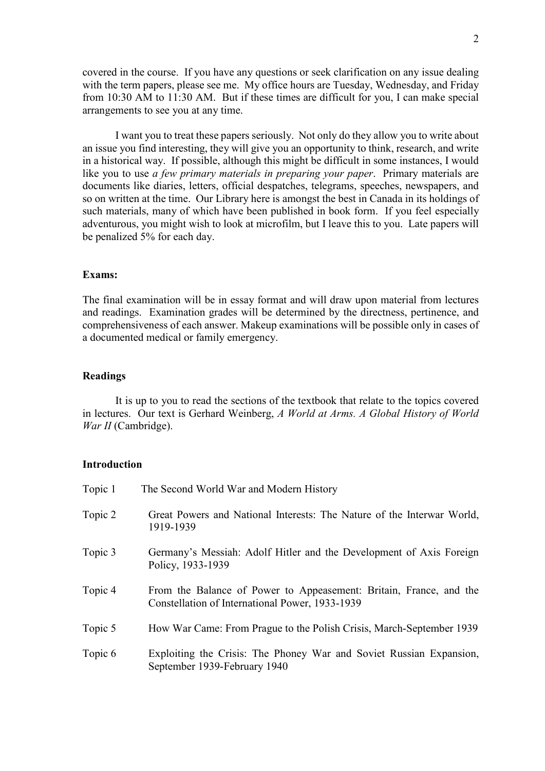covered in the course. If you have any questions or seek clarification on any issue dealing with the term papers, please see me. My office hours are Tuesday, Wednesday, and Friday from 10:30 AM to 11:30 AM. But if these times are difficult for you, I can make special arrangements to see you at any time.

I want you to treat these papers seriously. Not only do they allow you to write about an issue you find interesting, they will give you an opportunity to think, research, and write in a historical way. If possible, although this might be difficult in some instances, I would like you to use *a few primary materials in preparing your paper*. Primary materials are documents like diaries, letters, official despatches, telegrams, speeches, newspapers, and so on written at the time. Our Library here is amongst the best in Canada in its holdings of such materials, many of which have been published in book form. If you feel especially adventurous, you might wish to look at microfilm, but I leave this to you. Late papers will be penalized 5% for each day.

**Exams:**

The final examination will be in essay format and will draw upon material from lectures and readings. Examination grades will be determined by the directness, pertinence, and comprehensiveness of each answer. Makeup examinations will be possible only in cases of a documented medical or family emergency.

**Readings**

It is up to you to read the sections of the textbook that relate to the topics covered in lectures. Our text is Gerhard Weinberg, *A World at Arms. A Global History of World War II* (Cambridge).

**Introduction**

Topic 1 The Second World War and Modern History

Topic 2 Great Powers and National Interests: The Nature of the Interwar World, 1919-1939

Topic 3 Germany's Messiah: Adolf Hitler and the Development of Axis Foreign Policy, 1933-1939

Topic 4 From the Balance of Power to Appeasement: Britain, France, and the Constellation of International Power, 1933-1939

Topic 5 How War Came: From Prague to the Polish Crisis, March-September 1939

Topic 6 Exploiting the Crisis: The Phoney War and Soviet Russian Expansion, September 1939-February 1940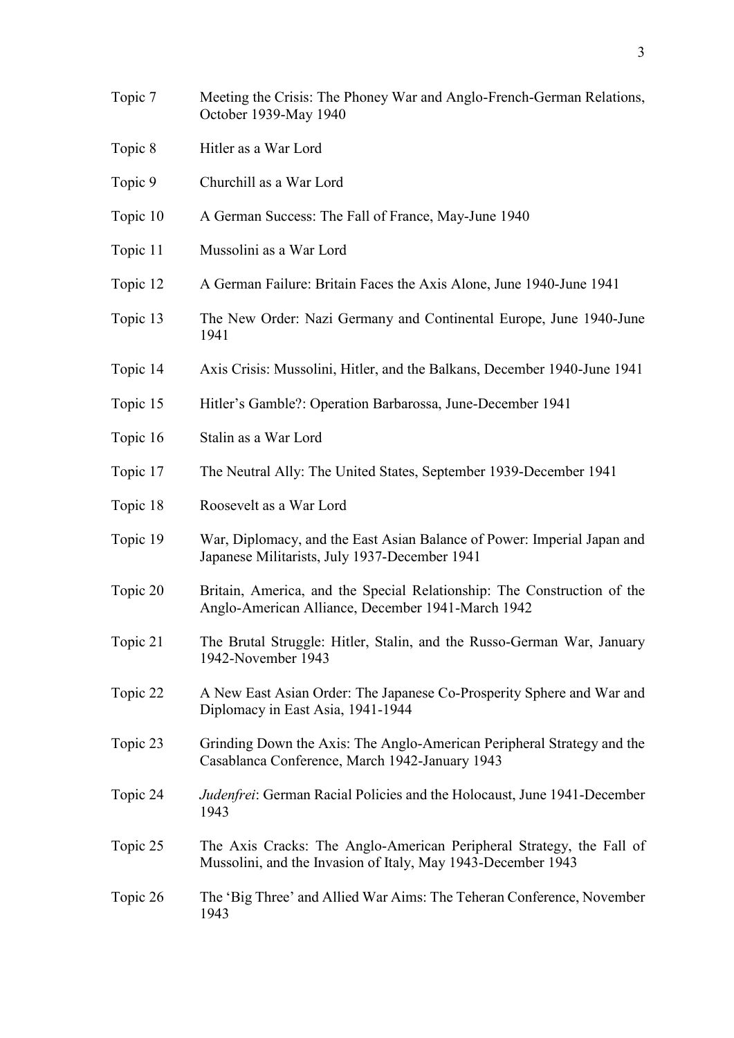| | |
|---|---|
| Topic 7 | Meeting the Crisis: The Phoney War and Anglo-French-German Relations, October 1939-May 1940 |
| Topic 8 | Hitler as a War Lord |
| Topic 9 | Churchill as a War Lord |
| Topic 10 | A German Success: The Fall of France, May-June 1940 |
| Topic 11 | Mussolini as a War Lord |
| Topic 12 | A German Failure: Britain Faces the Axis Alone, June 1940-June 1941 |
| Topic 13 | The New Order: Nazi Germany and Continental Europe, June 1940-June 1941 |
| Topic 14 | Axis Crisis: Mussolini, Hitler, and the Balkans, December 1940-June 1941 |
| Topic 15 | Hitler's Gamble?: Operation Barbarossa, June-December 1941 |
| Topic 16 | Stalin as a War Lord |
| Topic 17 | The Neutral Ally: The United States, September 1939-December 1941 |
| Topic 18 | Roosevelt as a War Lord |
| Topic 19 | War, Diplomacy, and the East Asian Balance of Power: Imperial Japan and Japanese Militarists, July 1937-December 1941 |
| Topic 20 | Britain, America, and the Special Relationship: The Construction of the Anglo-American Alliance, December 1941-March 1942 |
| Topic 21 | The Brutal Struggle: Hitler, Stalin, and the Russo-German War, January 1942-November 1943 |
| Topic 22 | A New East Asian Order: The Japanese Co-Prosperity Sphere and War and Diplomacy in East Asia, 1941-1944 |
| Topic 23 | Grinding Down the Axis: The Anglo-American Peripheral Strategy and the Casablanca Conference, March 1942-January 1943 |
| Topic 24 | *Judenfrei*: German Racial Policies and the Holocaust, June 1941-December 1943 |
| Topic 25 | The Axis Cracks: The Anglo-American Peripheral Strategy, the Fall of Mussolini, and the Invasion of Italy, May 1943-December 1943 |
| Topic 26 | The 'Big Three' and Allied War Aims: The Teheran Conference, November 1943 |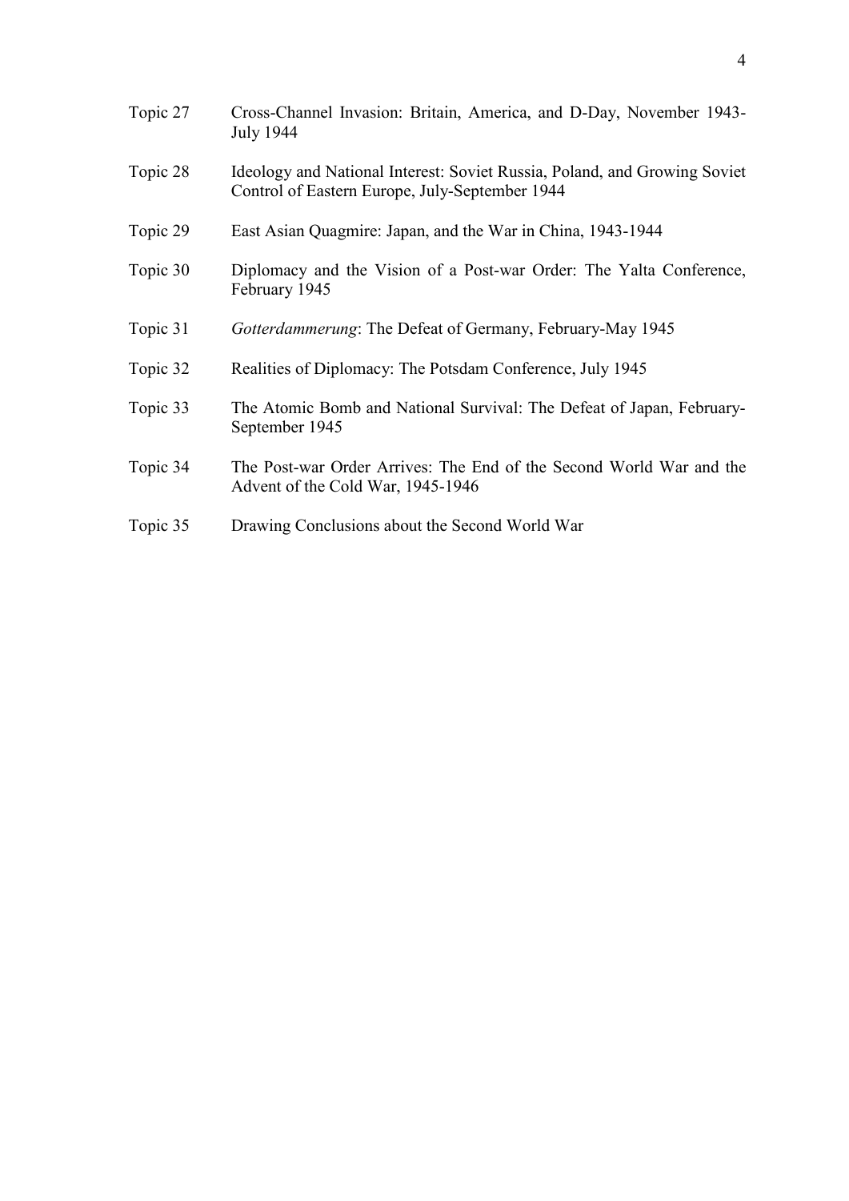| | |
|---|---|
| Topic 27 | Cross-Channel Invasion: Britain, America, and D-Day, November 1943-July 1944 |
| Topic 28 | Ideology and National Interest: Soviet Russia, Poland, and Growing Soviet Control of Eastern Europe, July-September 1944 |
| Topic 29 | East Asian Quagmire: Japan, and the War in China, 1943-1944 |
| Topic 30 | Diplomacy and the Vision of a Post-war Order: The Yalta Conference, February 1945 |
| Topic 31 | *Gotterdammerung*: The Defeat of Germany, February-May 1945 |
| Topic 32 | Realities of Diplomacy: The Potsdam Conference, July 1945 |
| Topic 33 | The Atomic Bomb and National Survival: The Defeat of Japan, February-September 1945 |
| Topic 34 | The Post-war Order Arrives: The End of the Second World War and the Advent of the Cold War, 1945-1946 |
| Topic 35 | Drawing Conclusions about the Second World War |